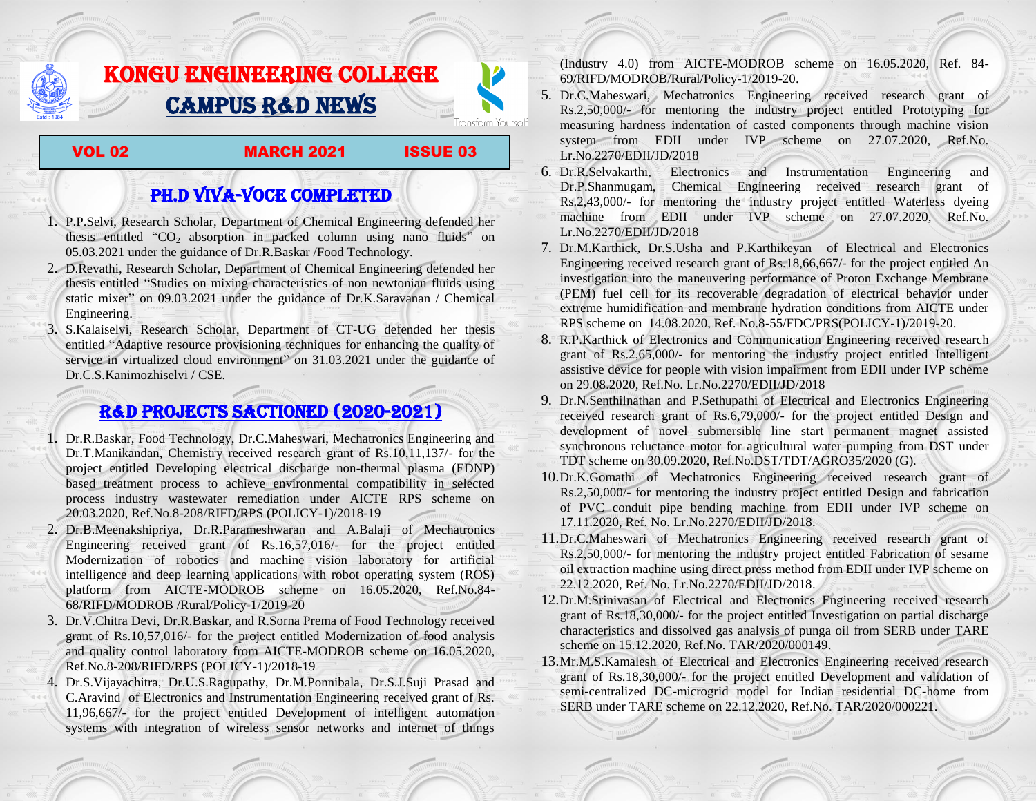# KONGU ENGINEERING COLLEGE

# CAMPUS R&D NEWS

Transform Yourself

**VOL 02 MARCH 2021 ISSUE 03**

## PH.D VIVA-VOCE COMPLETED

1. P.P.Selvi, Research Scholar, Department of Chemical Engineering defended her thesis entitled "$CO_2$ absorption in packed column using nano fluids" on 05.03.2021 under the guidance of Dr.R.Baskar /Food Technology.
2. D.Revathi, Research Scholar, Department of Chemical Engineering defended her thesis entitled "Studies on mixing characteristics of non newtonian fluids using static mixer" on 09.03.2021 under the guidance of Dr.K.Saravanan / Chemical Engineering.
3. S.Kalaiselvi, Research Scholar, Department of CT-UG defended her thesis entitled "Adaptive resource provisioning techniques for enhancing the quality of service in virtualized cloud environment" on 31.03.2021 under the guidance of Dr.C.S.Kanimozhiselvi / CSE.

## R&D PROJECTS SACTIONED (2020-2021)

1. Dr.R.Baskar, Food Technology, Dr.C.Maheswari, Mechatronics Engineering and Dr.T.Manikandan, Chemistry received research grant of Rs.10,11,137/- for the project entitled Developing electrical discharge non-thermal plasma (EDNP) based treatment process to achieve environmental compatibility in selected process industry wastewater remediation under AICTE RPS scheme on 20.03.2020, Ref.No.8-208/RIFD/RPS (POLICY-1)/2018-19
2. Dr.B.Meenakshipriya, Dr.R.Parameshwaran and A.Balaji of Mechatronics Engineering received grant of Rs.16,57,016/- for the project entitled Modernization of robotics and machine vision laboratory for artificial intelligence and deep learning applications with robot operating system (ROS) platform from AICTE-MODROB scheme on 16.05.2020, Ref.No.84-68/RIFD/MODROB /Rural/Policy-1/2019-20
3. Dr.V.Chitra Devi, Dr.R.Baskar, and R.Sorna Prema of Food Technology received grant of Rs.10,57,016/- for the project entitled Modernization of food analysis and quality control laboratory from AICTE-MODROB scheme on 16.05.2020, Ref.No.8-208/RIFD/RPS (POLICY-1)/2018-19
4. Dr.S.Vijayachitra, Dr.U.S.Ragupathy, Dr.M.Ponnibala, Dr.S.J.Suji Prasad and C.Aravind of Electronics and Instrumentation Engineering received grant of Rs. 11,96,667/- for the project entitled Development of intelligent automation systems with integration of wireless sensor networks and internet of things (Industry 4.0) from AICTE-MODROB scheme on 16.05.2020, Ref. 84-69/RIFD/MODROB/Rural/Policy-1/2019-20.
5. Dr.C.Maheswari, Mechatronics Engineering received research grant of Rs.2,50,000/- for mentoring the industry project entitled Prototyping for measuring hardness indentation of casted components through machine vision system from EDII under IVP scheme on 27.07.2020, Ref.No. Lr.No.2270/EDII/JD/2018
6. Dr.R.Selvakarthi, Electronics and Instrumentation Engineering and Dr.P.Shanmugam, Chemical Engineering received research grant of Rs.2,43,000/- for mentoring the industry project entitled Waterless dyeing machine from EDII under IVP scheme on 27.07.2020, Ref.No. Lr.No.2270/EDII/JD/2018
7. Dr.M.Karthick, Dr.S.Usha and P.Karthikeyan of Electrical and Electronics Engineering received research grant of Rs.18,66,667/- for the project entitled An investigation into the maneuvering performance of Proton Exchange Membrane (PEM) fuel cell for its recoverable degradation of electrical behavior under extreme humidification and membrane hydration conditions from AICTE under RPS scheme on 14.08.2020, Ref. No.8-55/FDC/PRS(POLICY-1)/2019-20.
8. R.P.Karthick of Electronics and Communication Engineering received research grant of Rs.2,65,000/- for mentoring the industry project entitled Intelligent assistive device for people with vision impairment from EDII under IVP scheme on 29.08.2020, Ref.No. Lr.No.2270/EDII/JD/2018
9. Dr.N.Senthilnathan and P.Sethupathi of Electrical and Electronics Engineering received research grant of Rs.6,79,000/- for the project entitled Design and development of novel submersible line start permanent magnet assisted synchronous reluctance motor for agricultural water pumping from DST under TDT scheme on 30.09.2020, Ref.No.DST/TDT/AGRO35/2020 (G).
10. Dr.K.Gomathi of Mechatronics Engineering received research grant of Rs.2,50,000/- for mentoring the industry project entitled Design and fabrication of PVC conduit pipe bending machine from EDII under IVP scheme on 17.11.2020, Ref. No. Lr.No.2270/EDII/JD/2018.
11. Dr.C.Maheswari of Mechatronics Engineering received research grant of Rs.2,50,000/- for mentoring the industry project entitled Fabrication of sesame oil extraction machine using direct press method from EDII under IVP scheme on 22.12.2020, Ref. No. Lr.No.2270/EDII/JD/2018.
12. Dr.M.Srinivasan of Electrical and Electronics Engineering received research grant of Rs.18,30,000/- for the project entitled Investigation on partial discharge characteristics and dissolved gas analysis of punga oil from SERB under TARE scheme on 15.12.2020, Ref.No. TAR/2020/000149.
13. Mr.M.S.Kamalesh of Electrical and Electronics Engineering received research grant of Rs.18,30,000/- for the project entitled Development and validation of semi-centralized DC-microgrid model for Indian residential DC-home from SERB under TARE scheme on 22.12.2020, Ref.No. TAR/2020/000221.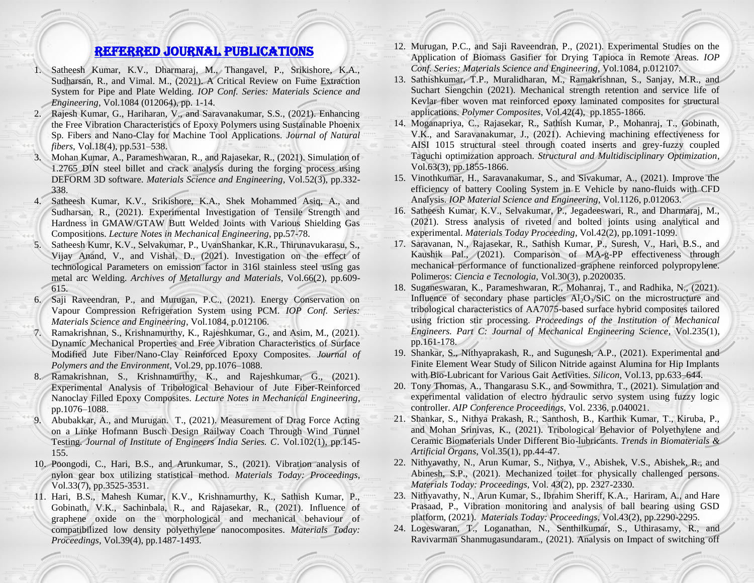# REFERRED JOURNAL PUBLICATIONS

1. Satheesh Kumar, K.V., Dharmaraj, M., Thangavel, P., Srikishore, K.A., Sudharsan, R., and Vimal. M., (2021). A Critical Review on Fume Extraction System for Pipe and Plate Welding. *IOP Conf. Series: Materials Science and Engineering*, Vol.1084 (012064), pp. 1-14.
2. Rajesh Kumar, G., Hariharan, V., and Saravanakumar, S.S., (2021). Enhancing the Free Vibration Characteristics of Epoxy Polymers using Sustainable Phoenix Sp. Fibers and Nano-Clay for Machine Tool Applications. *Journal of Natural fibers*, Vol.18(4), pp.531–538.
3. Mohan Kumar, A., Parameshwaran, R., and Rajasekar, R., (2021). Simulation of 1.2765 DIN steel billet and crack analysis during the forging process using DEFORM 3D software. *Materials Science and Engineering*, Vol.52(3), pp.332-338.
4. Satheesh Kumar, K.V., Srikishore, K.A., Shek Mohammed Asiq, A., and Sudharsan, R., (2021). Experimental Investigation of Tensile Strength and Hardness in GMAW/GTAW Butt Welded Joints with Various Shielding Gas Compositions. *Lecture Notes in Mechanical Engineering*, pp.57-78.
5. Satheesh Kumr, K.V., Selvakumar, P., UvanShankar, K.R., Thirunavukarasu, S., Vijay Anand, V., and Vishal, D., (2021). Investigation on the effect of technological Parameters on emission factor in 316l stainless steel using gas metal arc Welding. *Archives of Metallurgy and Materials*, Vol.66(2), pp.609-615.
6. Saji Raveendran, P., and Murugan, P.C., (2021). Energy Conservation on Vapour Compression Refrigeration System using PCM. *IOP Conf. Series: Materials Science and Engineering*, Vol.1084, p.012106.
7. Ramakrishnan, S., Krishnamurthy, K., Rajeshkumar, G., and Asim, M., (2021). Dynamic Mechanical Properties and Free Vibration Characteristics of Surface Modified Jute Fiber/Nano-Clay Reinforced Epoxy Composites. *Journal of Polymers and the Environment*, Vol.29, pp.1076–1088.
8. Ramakrishnan, S., Krishnamurthy, K., and Rajeshkumar, G., (2021). Experimental Analysis of Tribological Behaviour of Jute Fiber-Reinforced Nanoclay Filled Epoxy Composites. *Lecture Notes in Mechanical Engineering*, pp.1076–1088.
9. Abubakkar, A., and Murugan. T., (2021). Measurement of Drag Force Acting on a Linke Hofmann Busch Design Railway Coach Through Wind Tunnel Testing. *Journal of Institute of Engineers India Series. C*. Vol.102(1), pp.145-155.
10. Poongodi, C., Hari, B.S., and Arunkumar, S., (2021). Vibration analysis of nylon gear box utilizing statistical method. *Materials Today: Proceedings*, Vol.33(7), pp.3525-3531.
11. Hari, B.S., Mahesh Kumar, K.V., Krishnamurthy, K., Sathish Kumar, P., Gobinath, V.K., Sachinbala, R., and Rajasekar, R., (2021). Influence of graphene oxide on the morphological and mechanical behaviour of compatibilized low density polyethylene nanocomposites. *Materials Today: Proceedings*, Vol.39(4), pp.1487-1493.
12. Murugan, P.C., and Saji Raveendran, P., (2021). Experimental Studies on the Application of Biomass Gasifier for Drying Tapioca in Remote Areas. *IOP Conf. Series: Materials Science and Engineering*, Vol.1084, p.012107.
13. Sathishkumar, T.P., Muralidharan, M., Ramakrishnan, S., Sanjay, M.R., and Suchart Siengchin (2021). Mechanical strength retention and service life of Kevlar fiber woven mat reinforced epoxy laminated composites for structural applications. *Polymer Composites*, Vol.42(4), pp.1855-1866.
14. Moganapriya, C., Rajasekar, R., Sathish Kumar, P., Mohanraj, T., Gobinath, V.K., and Saravanakumar, J., (2021). Achieving machining effectiveness for AISI 1015 structural steel through coated inserts and grey-fuzzy coupled Taguchi optimization approach. *Structural and Multidisciplinary Optimization*, Vol.63(3), pp.1855-1866.
15. Vinothkumar, H., Saravanakumar, S., and Sivakumar, A., (2021). Improve the efficiency of battery Cooling System in E Vehicle by nano-fluids with CFD Analysis. *IOP Material Science and Engineering*, Vol.1126, p.012063.
16. Satheesh Kumar, K.V., Selvakumar, P., Jegadeeswari, R., and Dharmaraj, M., (2021). Stress analysis of riveted and bolted joints using analytical and experimental. *Materials Today Proceeding*, Vol.42(2), pp.1091-1099.
17. Saravanan, N., Rajasekar, R., Sathish Kumar, P., Suresh, V., Hari, B.S., and Kaushik Pal., (2021). Comparison of MA-g-PP effectiveness through mechanical performance of functionalized graphene reinforced polypropylene. Polimeros: *Ciencia e Tecnologia*, Vol.30(3), p.2020035.
18. Suganeswaran, K., Parameshwaran, R., Mohanraj, T., and Radhika, N., (2021). Influence of secondary phase particles $Al_2O_3$/SiC on the microstructure and tribological characteristics of AA7075-based surface hybrid composites tailored using friction stir processing. *Proceedings of the Institution of Mechanical Engineers. Part C: Journal of Mechanical Engineering Science*, Vol.235(1), pp.161-178.
19. Shankar, S., Nithyaprakash, R., and Sugunesh, A.P., (2021). Experimental and Finite Element Wear Study of Silicon Nitride against Alumina for Hip Implants with Bio-Lubricant for Various Gait Activities. *Silicon*, Vol.13, pp.633–644.
20. Tony Thomas, A., Thangarasu S.K., and Sowmithra, T., (2021). Simulation and experimental validation of electro hydraulic servo system using fuzzy logic controller. *AIP Conference Proceedings*, Vol. 2336, p.040021.
21. Shankar, S., Nithya Prakash, R., Santhosh, B., Karthik Kumar, T., Kiruba, P., and Mohan Srinivas, K., (2021). Tribological Behavior of Polyethylene and Ceramic Biomaterials Under Different Bio-lubricants. *Trends in Biomaterials & Artificial Organs*, Vol.35(1), pp.44-47.
22. Nithyavathy, N., Arun Kumar, S., Nithya, V., Abishek, V.S., Abishek, R., and Abinesh, S.P., (2021). Mechanized toilet for physically challenged persons. *Materials Today: Proceedings*, Vol. 43(2), pp. 2327-2330.
23. Nithyavathy, N., Arun Kumar, S., Ibrahim Sheriff, K.A., Hariram, A., and Hare Prasaad, P., Vibration monitoring and analysis of ball bearing using GSD platform, (2021). *Materials Today: Proceedings*, Vol.43(2), pp.2290-2295.
24. Logeswaran, T., Loganathan, N., Senthilkumar, S., Uthirasamy, R., and Ravivarman Shanmugasundaram., (2021). Analysis on Impact of switching off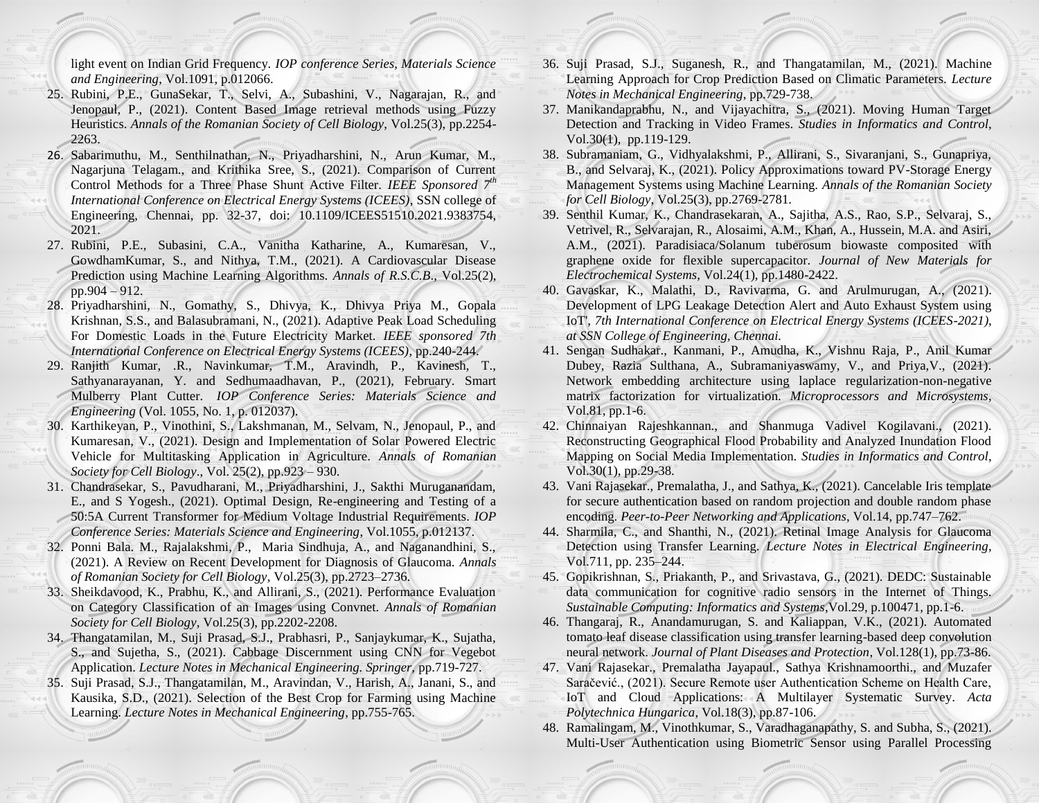light event on Indian Grid Frequency. *IOP conference Series, Materials Science and Engineering*, Vol.1091, p.012066.

25. Rubini, P.E., GunaSekar, T., Selvi, A., Subashini, V., Nagarajan, R., and Jenopaul, P., (2021). Content Based Image retrieval methods using Fuzzy Heuristics. *Annals of the Romanian Society of Cell Biology*, Vol.25(3), pp.2254-2263.
26. Sabarimuthu, M., Senthilnathan, N., Priyadharshini, N., Arun Kumar, M., Nagarjuna Telagam., and Krithika Sree, S., (2021). Comparison of Current Control Methods for a Three Phase Shunt Active Filter. *IEEE Sponsored 7th International Conference on Electrical Energy Systems (ICEES)*, SSN college of Engineering, Chennai, pp. 32-37, doi: 10.1109/ICEES51510.2021.9383754, 2021.
27. Rubini, P.E., Subasini, C.A., Vanitha Katharine, A., Kumaresan, V., GowdhamKumar, S., and Nithya, T.M., (2021). A Cardiovascular Disease Prediction using Machine Learning Algorithms. *Annals of R.S.C.B.*, Vol.25(2), pp.904 – 912.
28. Priyadharshini, N., Gomathy, S., Dhivya, K., Dhivya Priya M., Gopala Krishnan, S.S., and Balasubramani, N., (2021). Adaptive Peak Load Scheduling For Domestic Loads in the Future Electricity Market. *IEEE sponsored 7th International Conference on Electrical Energy Systems (ICEES)*, pp.240-244.
29. Ranjith Kumar, .R., Navinkumar, T.M., Aravindh, P., Kavinesh, T., Sathyanarayanan, Y. and Sedhumaadhavan, P., (2021), February. Smart Mulberry Plant Cutter. *IOP Conference Series: Materials Science and Engineering* (Vol. 1055, No. 1, p. 012037).
30. Karthikeyan, P., Vinothini, S., Lakshmanan, M., Selvam, N., Jenopaul, P., and Kumaresan, V., (2021). Design and Implementation of Solar Powered Electric Vehicle for Multitasking Application in Agriculture. *Annals of Romanian Society for Cell Biology*., Vol. 25(2), pp.923 – 930.
31. Chandrasekar, S., Pavudharani, M., Priyadharshini, J., Sakthi Muruganandam, E., and S Yogesh., (2021). Optimal Design, Re-engineering and Testing of a 50:5A Current Transformer for Medium Voltage Industrial Requirements. *IOP Conference Series: Materials Science and Engineering*, Vol.1055, p.012137.
32. Ponni Bala. M., Rajalakshmi, P., Maria Sindhuja, A., and Naganandhini, S., (2021). A Review on Recent Development for Diagnosis of Glaucoma. *Annals of Romanian Society for Cell Biology*, Vol.25(3), pp.2723–2736.
33. Sheikdavood, K., Prabhu, K., and Allirani, S., (2021). Performance Evaluation on Category Classification of an Images using Convnet. *Annals of Romanian Society for Cell Biology*, Vol.25(3), pp.2202-2208.
34. Thangatamilan, M., Suji Prasad, S.J., Prabhasri, P., Sanjaykumar, K., Sujatha, S., and Sujetha, S., (2021). Cabbage Discernment using CNN for Vegebot Application. *Lecture Notes in Mechanical Engineering. Springer*, pp.719-727.
35. Suji Prasad, S.J., Thangatamilan, M., Aravindan, V., Harish, A., Janani, S., and Kausika, S.D., (2021). Selection of the Best Crop for Farming using Machine Learning. *Lecture Notes in Mechanical Engineering*, pp.755-765.
36. Suji Prasad, S.J., Suganesh, R., and Thangatamilan, M., (2021). Machine Learning Approach for Crop Prediction Based on Climatic Parameters. *Lecture Notes in Mechanical Engineering*, pp.729-738.
37. Manikandaprabhu, N., and Vijayachitra, S., (2021). Moving Human Target Detection and Tracking in Video Frames. *Studies in Informatics and Control*, Vol.30(1), pp.119-129.
38. Subramaniam, G., Vidhyalakshmi, P., Allirani, S., Sivaranjani, S., Gunapriya, B., and Selvaraj, K., (2021). Policy Approximations toward PV-Storage Energy Management Systems using Machine Learning. *Annals of the Romanian Society for Cell Biology*, Vol.25(3), pp.2769-2781.
39. Senthil Kumar, K., Chandrasekaran, A., Sajitha, A.S., Rao, S.P., Selvaraj, S., Vetrivel, R., Selvarajan, R., Alosaimi, A.M., Khan, A., Hussein, M.A. and Asiri, A.M., (2021). Paradisiaca/Solanum tuberosum biowaste composited with graphene oxide for flexible supercapacitor. *Journal of New Materials for Electrochemical Systems*, Vol.24(1), pp.1480-2422.
40. Gavaskar, K., Malathi, D., Ravivarma, G. and Arulmurugan, A., (2021). Development of LPG Leakage Detection Alert and Auto Exhaust System using IoT', *7th International Conference on Electrical Energy Systems (ICEES-2021), at SSN College of Engineering, Chennai.*
41. Sengan Sudhakar., Kanmani, P., Amudha, K., Vishnu Raja, P., Anil Kumar Dubey, Razia Sulthana, A., Subramaniyaswamy, V., and Priya,V., (2021). Network embedding architecture using laplace regularization-non-negative matrix factorization for virtualization. *Microprocessors and Microsystems*, Vol.81, pp.1-6.
42. Chinnaiyan Rajeshkannan., and Shanmuga Vadivel Kogilavani., (2021). Reconstructing Geographical Flood Probability and Analyzed Inundation Flood Mapping on Social Media Implementation. *Studies in Informatics and Control*, Vol.30(1), pp.29-38.
43. Vani Rajasekar., Premalatha, J., and Sathya, K., (2021). Cancelable Iris template for secure authentication based on random projection and double random phase encoding. *Peer-to-Peer Networking and Applications*, Vol.14, pp.747–762.
44. Sharmila, C., and Shanthi, N., (2021). Retinal Image Analysis for Glaucoma Detection using Transfer Learning. *Lecture Notes in Electrical Engineering*, Vol.711, pp. 235–244.
45. Gopikrishnan, S., Priakanth, P., and Srivastava, G., (2021). DEDC: Sustainable data communication for cognitive radio sensors in the Internet of Things. *Sustainable Computing: Informatics and Systems*,Vol.29, p.100471, pp.1-6.
46. Thangaraj, R., Anandamurugan, S. and Kaliappan, V.K., (2021). Automated tomato leaf disease classification using transfer learning-based deep convolution neural network. *Journal of Plant Diseases and Protection*, Vol.128(1), pp.73-86.
47. Vani Rajasekar., Premalatha Jayapaul., Sathya Krishnamoorthi., and Muzafer Saračević., (2021). Secure Remote user Authentication Scheme on Health Care, IoT and Cloud Applications: A Multilayer Systematic Survey. *Acta Polytechnica Hungarica*, Vol.18(3), pp.87-106.
48. Ramalingam, M., Vinothkumar, S., Varadhaganapathy, S. and Subha, S., (2021). Multi-User Authentication using Biometric Sensor using Parallel Processing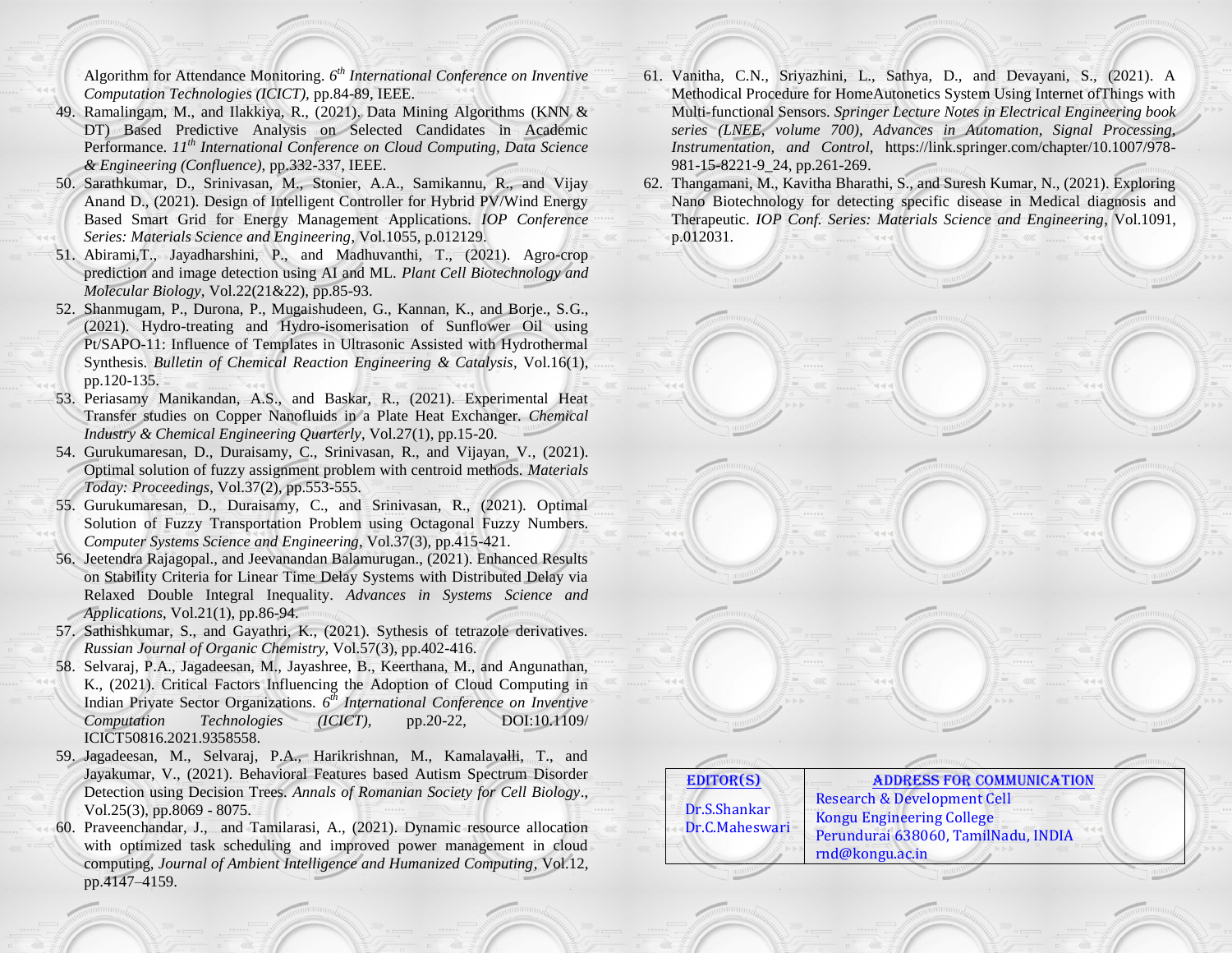Algorithm for Attendance Monitoring. *6th International Conference on Inventive Computation Technologies (ICICT)*, pp.84-89, IEEE.

49. Ramalingam, M., and Ilakkiya, R., (2021). Data Mining Algorithms (KNN & DT) Based Predictive Analysis on Selected Candidates in Academic Performance. *11th International Conference on Cloud Computing, Data Science & Engineering (Confluence)*, pp.332-337, IEEE.
50. Sarathkumar, D., Srinivasan, M., Stonier, A.A., Samikannu, R., and Vijay Anand D., (2021). Design of Intelligent Controller for Hybrid PV/Wind Energy Based Smart Grid for Energy Management Applications. *IOP Conference Series: Materials Science and Engineering*, Vol.1055, p.012129.
51. Abirami,T., Jayadharshini, P., and Madhuvanthi, T., (2021). Agro-crop prediction and image detection using AI and ML. *Plant Cell Biotechnology and Molecular Biology*, Vol.22(21&22), pp.85-93.
52. Shanmugam, P., Durona, P., Mugaishudeen, G., Kannan, K., and Borje., S.G., (2021). Hydro-treating and Hydro-isomerisation of Sunflower Oil using Pt/SAPO-11: Influence of Templates in Ultrasonic Assisted with Hydrothermal Synthesis. *Bulletin of Chemical Reaction Engineering & Catalysis*, Vol.16(1), pp.120-135.
53. Periasamy Manikandan, A.S., and Baskar, R., (2021). Experimental Heat Transfer studies on Copper Nanofluids in a Plate Heat Exchanger. *Chemical Industry & Chemical Engineering Quarterly*, Vol.27(1), pp.15-20.
54. Gurukumaresan, D., Duraisamy, C., Srinivasan, R., and Vijayan, V., (2021). Optimal solution of fuzzy assignment problem with centroid methods. *Materials Today: Proceedings*, Vol.37(2), pp.553-555.
55. Gurukumaresan, D., Duraisamy, C., and Srinivasan, R., (2021). Optimal Solution of Fuzzy Transportation Problem using Octagonal Fuzzy Numbers. *Computer Systems Science and Engineering*, Vol.37(3), pp.415-421.
56. Jeetendra Rajagopal., and Jeevanandan Balamurugan., (2021). Enhanced Results on Stability Criteria for Linear Time Delay Systems with Distributed Delay via Relaxed Double Integral Inequality. *Advances in Systems Science and Applications*, Vol.21(1), pp.86-94.
57. Sathishkumar, S., and Gayathri, K., (2021). Sythesis of tetrazole derivatives. *Russian Journal of Organic Chemistry*, Vol.57(3), pp.402-416.
58. Selvaraj, P.A., Jagadeesan, M., Jayashree, B., Keerthana, M., and Angunathan, K., (2021). Critical Factors Influencing the Adoption of Cloud Computing in Indian Private Sector Organizations. *6th International Conference on Inventive Computation Technologies (ICICT)*, pp.20-22, DOI:10.1109/ ICICT50816.2021.9358558.
59. Jagadeesan, M., Selvaraj, P.A., Harikrishnan, M., Kamalavalli, T., and Jayakumar, V., (2021). Behavioral Features based Autism Spectrum Disorder Detection using Decision Trees. *Annals of Romanian Society for Cell Biology*., Vol.25(3), pp.8069 - 8075.
60. Praveenchandar, J., and Tamilarasi, A., (2021). Dynamic resource allocation with optimized task scheduling and improved power management in cloud computing, *Journal of Ambient Intelligence and Humanized Computing*, Vol.12, pp.4147–4159.
61. Vanitha, C.N., Sriyazhini, L., Sathya, D., and Devayani, S., (2021). A Methodical Procedure for HomeAutonetics System Using Internet ofThings with Multi-functional Sensors. *Springer Lecture Notes in Electrical Engineering book series (LNEE, volume 700), Advances in Automation, Signal Processing, Instrumentation, and Control*, https://link.springer.com/chapter/10.1007/978-981-15-8221-9_24, pp.261-269.
62. Thangamani, M., Kavitha Bharathi, S., and Suresh Kumar, N., (2021). Exploring Nano Biotechnology for detecting specific disease in Medical diagnosis and Therapeutic. *IOP Conf. Series: Materials Science and Engineering*, Vol.1091, p.012031.

| EDITOR(S) | ADDRESS FOR COMMUNICATION |
|---|---|
| Dr.S.Shankar<br>Dr.C.Maheswari | Research & Development Cell<br>Kongu Engineering College<br>Perundurai 638060, TamilNadu, INDIA<br>rnd@kongu.ac.in |